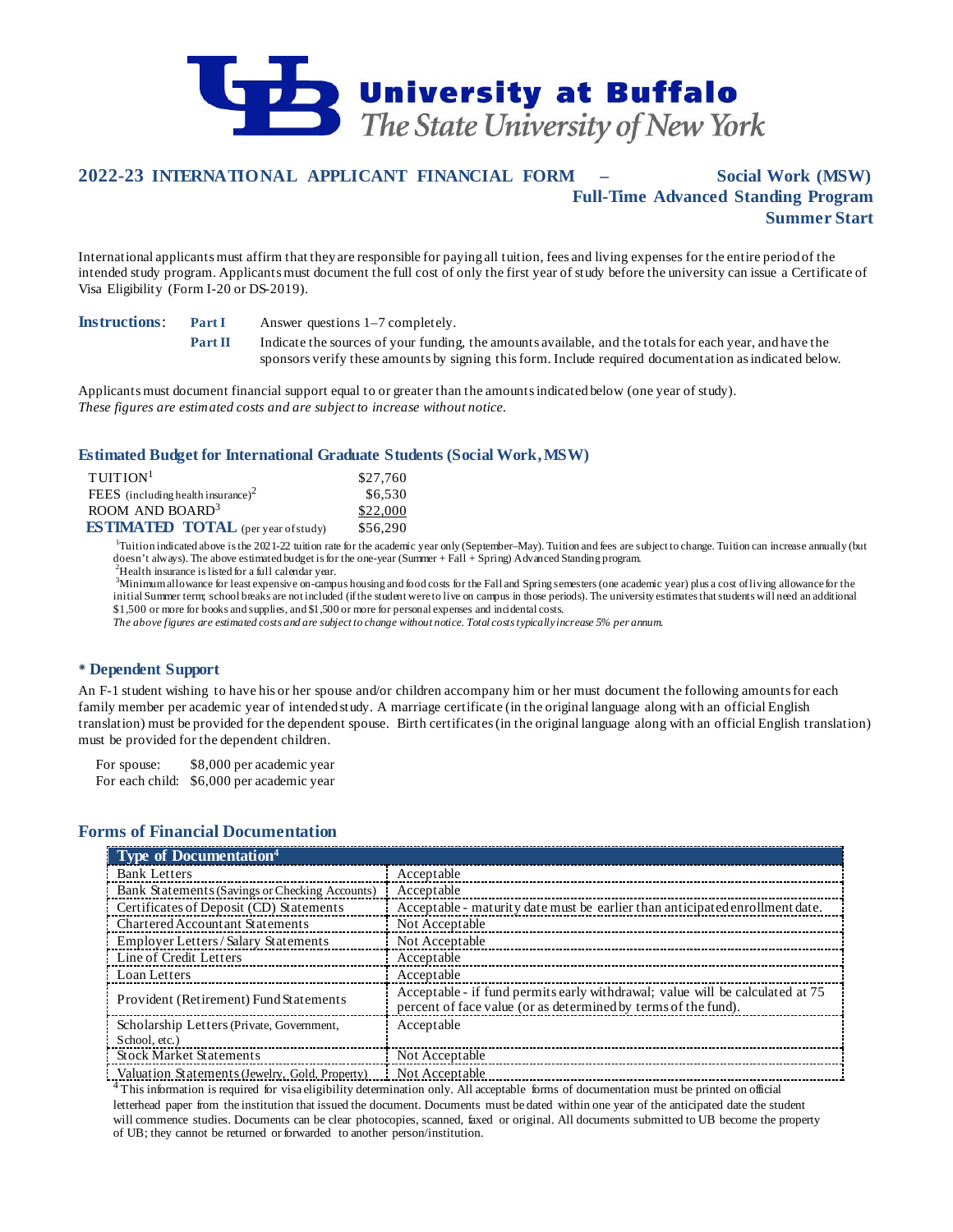# University at Buffalo
*The State University of New York*

## 2022-23 INTERNATIONAL APPLICANT FINANCIAL FORM – Social Work (MSW) Full-Time Advanced Standing Program Summer Start

International applicants must affirm that they are responsible for paying all tuition, fees and living expenses for the entire period of the intended study program. Applicants must document the full cost of only the first year of study before the university can issue a Certificate of Visa Eligibility (Form I-20 or DS-2019).

**Instructions**: **Part I** Answer questions 1–7 completely.

**Part II** Indicate the sources of your funding, the amounts available, and the totals for each year, and have the sponsors verify these amounts by signing this form. Include required documentation as indicated below.

Applicants must document financial support equal to or greater than the amounts indicated below (one year of study).
*These figures are estimated costs and are subject to increase without notice.*

### Estimated Budget for International Graduate Students (Social Work, MSW)

| | |
|---|---|
| TUITION[1] | $27,760 |
| FEES (including health insurance)[2] | $6,530 |
| ROOM AND BOARD[3] | $22,000 |
| **ESTIMATED TOTAL** (per year of study) | $56,290 |

[1]Tuition indicated above is the 2021-22 tuition rate for the academic year only (September–May). Tuition and fees are subject to change. Tuition can increase annually (but doesn't always). The above estimated budget is for the one-year (Summer + Fall + Spring) Advanced Standing program.
[2]Health insurance is listed for a full calendar year.
[3]Minimum allowance for least expensive on-campus housing and food costs for the Fall and Spring semesters (one academic year) plus a cost of living allowance for the initial Summer term; school breaks are not included (if the student were to live on campus in those periods). The university estimates that students will need an additional $1,500 or more for books and supplies, and $1,500 or more for personal expenses and incidental costs.
*The above figures are estimated costs and are subject to change without notice. Total costs typically increase 5% per annum.*

### * Dependent Support

An F-1 student wishing to have his or her spouse and/or children accompany him or her must document the following amounts for each family member per academic year of intended study. A marriage certificate (in the original language along with an official English translation) must be provided for the dependent spouse. Birth certificates (in the original language along with an official English translation) must be provided for the dependent children.

For spouse: $8,000 per academic year
For each child: $6,000 per academic year

### Forms of Financial Documentation

| Type of Documentation[4] | |
|---|---|
| Bank Letters | Acceptable |
| Bank Statements (Savings or Checking Accounts) | Acceptable |
| Certificates of Deposit (CD) Statements | Acceptable - maturity date must be earlier than anticipated enrollment date. |
| Chartered Accountant Statements | Not Acceptable |
| Employer Letters / Salary Statements | Not Acceptable |
| Line of Credit Letters | Acceptable |
| Loan Letters | Acceptable |
| Provident (Retirement) Fund Statements | Acceptable - if fund permits early withdrawal; value will be calculated at 75 percent of face value (or as determined by terms of the fund). |
| Scholarship Letters (Private, Government, School, etc.) | Acceptable |
| Stock Market Statements | Not Acceptable |
| Valuation Statements (Jewelry, Gold, Property) | Not Acceptable |

[4]This information is required for visa eligibility determination only. All acceptable forms of documentation must be printed on official letterhead paper from the institution that issued the document. Documents must be dated within one year of the anticipated date the student will commence studies. Documents can be clear photocopies, scanned, faxed or original. All documents submitted to UB become the property of UB; they cannot be returned or forwarded to another person/institution.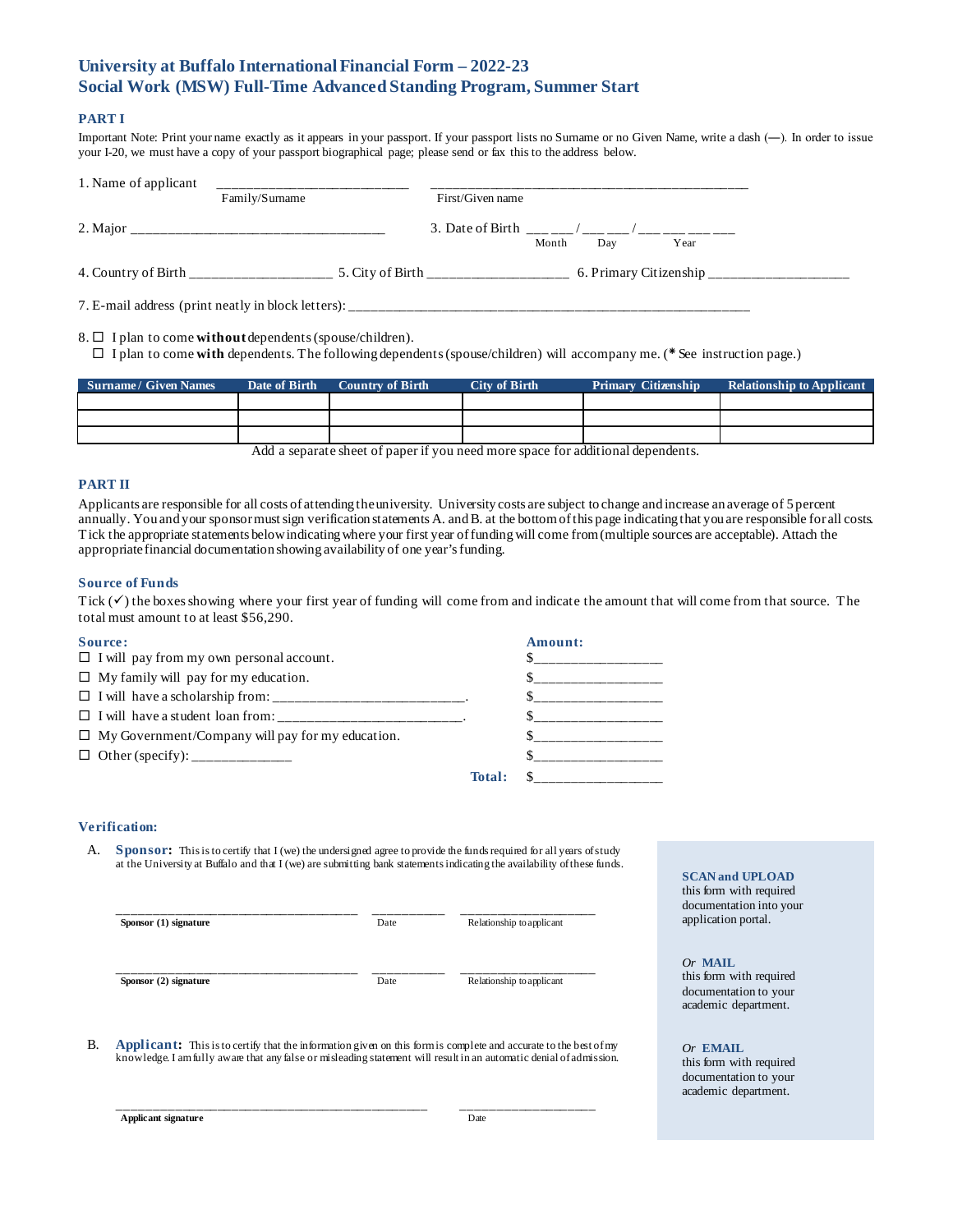# University at Buffalo International Financial Form – 2022-23
# Social Work (MSW) Full-Time Advanced Standing Program, Summer Start

## PART I

Important Note: Print your name exactly as it appears in your passport. If your passport lists no Surname or no Given Name, write a dash (—). In order to issue your I-20, we must have a copy of your passport biographical page; please send or fax this to the address below.

1. Name of applicant ____________________________ ______________________________________________
   Family/Surname First/Given name

2. Major ____________________________________ 3. Date of Birth ___ ___ / ___ ___ / ___ ___ ___ ___
   Month Day Year

4. Country of Birth ____________________ 5. City of Birth ____________________ 6. Primary Citizenship ____________________

7. E-mail address (print neatly in block letters): ____________________________________________________________

8. ☐ I plan to come **without** dependents (spouse/children).
   ☐ I plan to come **with** dependents. The following dependents (spouse/children) will accompany me. (* See instruction page.)

| Surname / Given Names | Date of Birth | Country of Birth | City of Birth | Primary Citizenship | Relationship to Applicant |
|---|---|---|---|---|---|
| | | | | | |
| | | | | | |
| | | | | | |

Add a separate sheet of paper if you need more space for additional dependents.

## PART II

Applicants are responsible for all costs of attending the university. University costs are subject to change and increase an average of 5 percent annually. You and your sponsor must sign verification statements A. and B. at the bottom of this page indicating that you are responsible for all costs. Tick the appropriate statements below indicating where your first year of funding will come from (multiple sources are acceptable). Attach the appropriate financial documentation showing availability of one year's funding.

### Source of Funds

Tick (✓) the boxes showing where your first year of funding will come from and indicate the amount that will come from that source. The total must amount to at least $56,290.

| Source: | Amount: |
|---|---|
| ☐ I will pay from my own personal account. | $__________________ |
| ☐ My family will pay for my education. | $__________________ |
| ☐ I will have a scholarship from: ____________________________. | $__________________ |
| ☐ I will have a student loan from: ___________________________. | $__________________ |
| ☐ My Government/Company will pay for my education. | $__________________ |
| ☐ Other (specify): ______________ | $__________________ |
| **Total:** | $__________________ |

### Verification:

A. **Sponsor:** This is to certify that I (we) the undersigned agree to provide the funds required for all years of study at the University at Buffalo and that I (we) are submitting bank statements indicating the availability of these funds.

______________________________________ ___________ _____________________
**Sponsor (1) signature** Date Relationship to applicant

______________________________________ ___________ _____________________
**Sponsor (2) signature** Date Relationship to applicant

B. **Applicant:** This is to certify that the information given on this form is complete and accurate to the best of my knowledge. I am fully aware that any false or misleading statement will result in an automatic denial of admission.

__________________________________________________ _____________________
**Applicant signature** Date

**SCAN and UPLOAD** this form with required documentation into your application portal.

*Or* **MAIL** this form with required documentation to your academic department.

*Or* **EMAIL** this form with required documentation to your academic department.